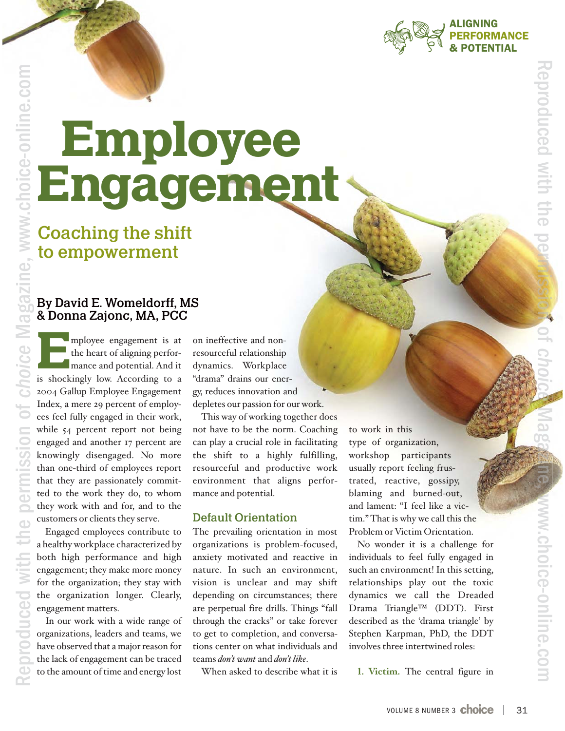# Employee Engagement

## Coaching the shift to empowerment

**By David E. Womeldorff, MS & Donna Zajonc, MA, PCC**

Employee engagement is at the heart of aligning performance and potential. And it is shockingly low. According to a 2004 Gallup Employee Engagement Index, a mere 29 percent of employees feel fully engaged in their work, while 54 percent report not being engaged and another 17 percent are knowingly disengaged. No more than one-third of employees report that they are passionately committed to the work they do, to whom they work with and for, and to the customers or clients they serve.

Engaged employees contribute to a healthy workplace characterized by both high performance and high engagement; they make more money for the organization; they stay with the organization longer. Clearly, engagement matters.

In our work with a wide range of organizations, leaders and teams, we have observed that a major reason for the lack of engagement can be traced to the amount of time and energy lost on ineffective and non-resourceful relationship dynamics. Workplace "drama" drains our energy, reduces innovation and depletes our passion for our work.

This way of working together does not have to be the norm. Coaching can play a crucial role in facilitating the shift to a highly fulfilling, resourceful and productive work environment that aligns performance and potential.

### Default Orientation

The prevailing orientation in most organizations is problem-focused, anxiety motivated and reactive in nature. In such an environment, vision is unclear and may shift depending on circumstances; there are perpetual fire drills. Things "fall through the cracks" or take forever to get to completion, and conversations center on what individuals and teams *don't want* and *don't like*.

When asked to describe what it is to work in this type of organization, workshop participants usually report feeling frustrated, reactive, gossipy, blaming and burned-out, and lament: "I feel like a victim." That is why we call this the Problem or Victim Orientation.

No wonder it is a challenge for individuals to feel fully engaged in such an environment! In this setting, relationships play out the toxic dynamics we call the Dreaded Drama Triangle™ (DDT). First described as the 'drama triangle' by Stephen Karpman, PhD, the DDT involves three intertwined roles:

1. **Victim.** The central figure in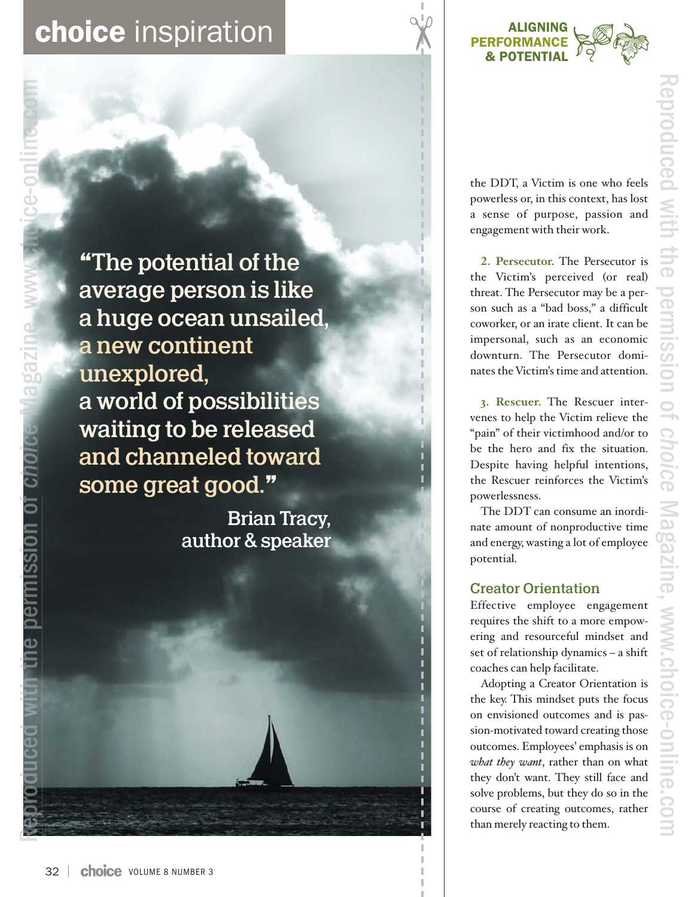## choice inspiration

"The potential of the average person is like a huge ocean unsailed, a new continent unexplored, a world of possibilities waiting to be released and channeled toward some great good."

Brian Tracy, author & speaker

the DDT, a Victim is one who feels powerless or, in this context, has lost a sense of purpose, passion and engagement with their work.

**2. Persecutor.** The Persecutor is the Victim's perceived (or real) threat. The Persecutor may be a person such as a "bad boss," a difficult coworker, or an irate client. It can be impersonal, such as an economic downturn. The Persecutor dominates the Victim's time and attention.

**3. Rescuer.** The Rescuer intervenes to help the Victim relieve the "pain" of their victimhood and/or to be the hero and fix the situation. Despite having helpful intentions, the Rescuer reinforces the Victim's powerlessness.

The DDT can consume an inordinate amount of nonproductive time and energy, wasting a lot of employee potential.

### Creator Orientation

Effective employee engagement requires the shift to a more empowering and resourceful mindset and set of relationship dynamics – a shift coaches can help facilitate.

Adopting a Creator Orientation is the key. This mindset puts the focus on envisioned outcomes and is passion-motivated toward creating those outcomes. Employees' emphasis is on *what they want*, rather than on what they don't want. They still face and solve problems, but they do so in the course of creating outcomes, rather than merely reacting to them.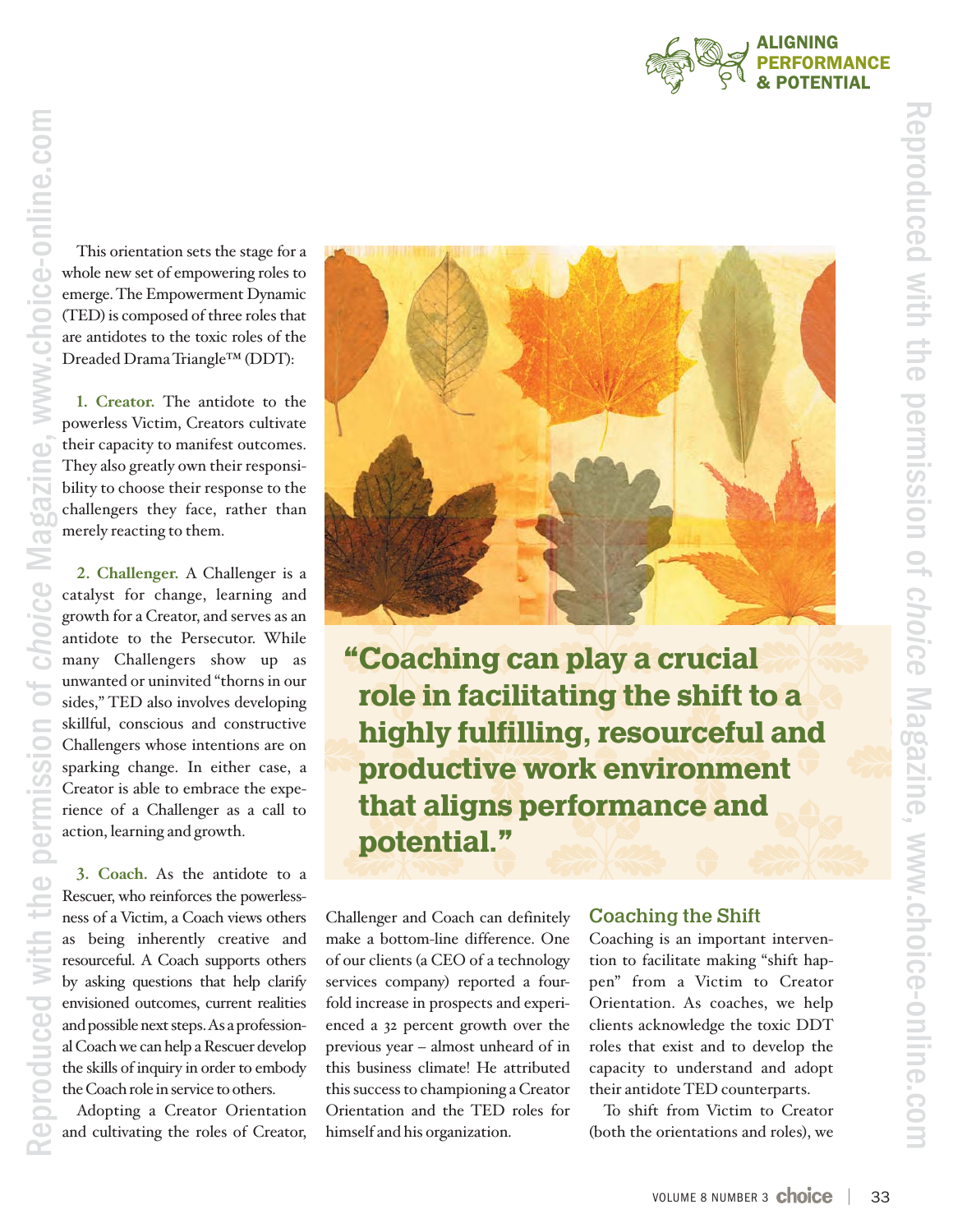This orientation sets the stage for a whole new set of empowering roles to emerge. The Empowerment Dynamic (TED) is composed of three roles that are antidotes to the toxic roles of the Dreaded Drama Triangle™ (DDT):

**1. Creator.** The antidote to the powerless Victim, Creators cultivate their capacity to manifest outcomes. They also greatly own their responsibility to choose their response to the challengers they face, rather than merely reacting to them.

**2. Challenger.** A Challenger is a catalyst for change, learning and growth for a Creator, and serves as an antidote to the Persecutor. While many Challengers show up as unwanted or uninvited "thorns in our sides," TED also involves developing skillful, conscious and constructive Challengers whose intentions are on sparking change. In either case, a Creator is able to embrace the experience of a Challenger as a call to action, learning and growth.

**3. Coach.** As the antidote to a Rescuer, who reinforces the powerlessness of a Victim, a Coach views others as being inherently creative and resourceful. A Coach supports others by asking questions that help clarify envisioned outcomes, current realities and possible next steps. As a professional Coach we can help a Rescuer develop the skills of inquiry in order to embody the Coach role in service to others.

Adopting a Creator Orientation and cultivating the roles of Creator, Challenger and Coach can definitely make a bottom-line difference. One of our clients (a CEO of a technology services company) reported a fourfold increase in prospects and experienced a 32 percent growth over the previous year – almost unheard of in this business climate! He attributed this success to championing a Creator Orientation and the TED roles for himself and his organization.

> **"Coaching can play a crucial role in facilitating the shift to a highly fulfilling, resourceful and productive work environment that aligns performance and potential."**

## Coaching the Shift

Coaching is an important intervention to facilitate making "shift happen" from a Victim to Creator Orientation. As coaches, we help clients acknowledge the toxic DDT roles that exist and to develop the capacity to understand and adopt their antidote TED counterparts.

To shift from Victim to Creator (both the orientations and roles), we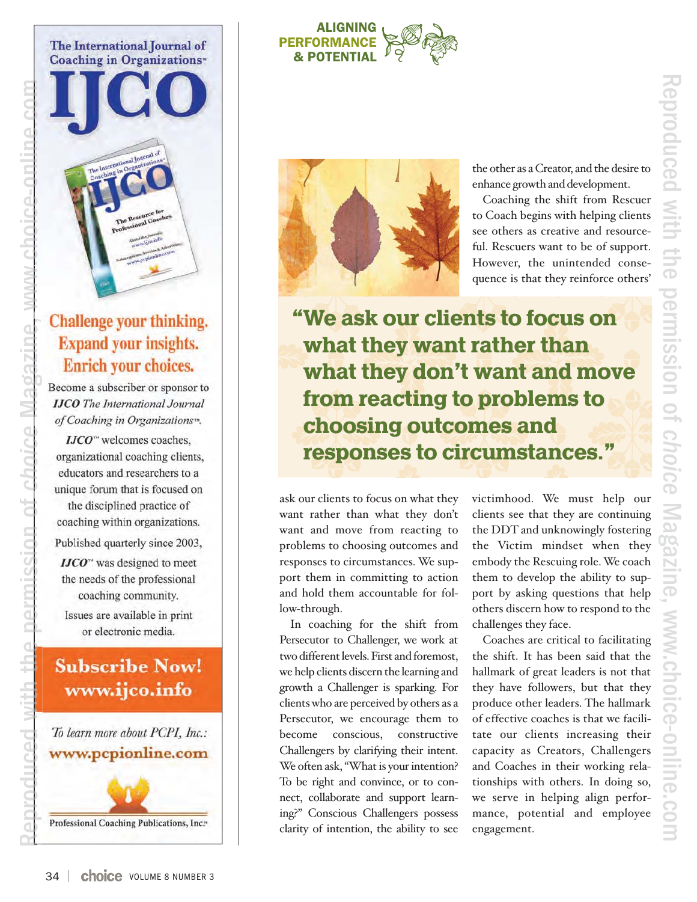**ALIGNING PERFORMANCE & POTENTIAL**

## The International Journal of Coaching in Organizations™

# IJCO

## Challenge your thinking. Expand your insights. Enrich your choices.

Become a subscriber or sponsor to *IJCO The International Journal of Coaching in Organizations™*.

*IJCO*™ welcomes coaches, organizational coaching clients, educators and researchers to a unique forum that is focused on the disciplined practice of coaching within organizations.

Published quarterly since 2003,

*IJCO*™ was designed to meet the needs of the professional coaching community.

Issues are available in print or electronic media.

**Subscribe Now! www.ijco.info**

*To learn more about PCPI, Inc.:* **www.pcpionline.com**

Professional Coaching Publications, Inc.™

---

> **"We ask our clients to focus on what they want rather than what they don't want and move from reacting to problems to choosing outcomes and responses to circumstances."**

ask our clients to focus on what they want rather than what they don't want and move from reacting to problems to choosing outcomes and responses to circumstances. We support them in committing to action and hold them accountable for follow-through.

In coaching for the shift from Persecutor to Challenger, we work at two different levels. First and foremost, we help clients discern the learning and growth a Challenger is sparking. For clients who are perceived by others as a Persecutor, we encourage them to become conscious, constructive Challengers by clarifying their intent. We often ask, "What is your intention? To be right and convince, or to connect, collaborate and support learning?" Conscious Challengers possess clarity of intention, the ability to see the other as a Creator, and the desire to enhance growth and development.

Coaching the shift from Rescuer to Coach begins with helping clients see others as creative and resourceful. Rescuers want to be of support. However, the unintended consequence is that they reinforce others' victimhood. We must help our clients see that they are continuing the DDT and unknowingly fostering the Victim mindset when they embody the Rescuing role. We coach them to develop the ability to support by asking questions that help others discern how to respond to the challenges they face.

Coaches are critical to facilitating the shift. It has been said that the hallmark of great leaders is not that they have followers, but that they produce other leaders. The hallmark of effective coaches is that we facilitate our clients increasing their capacity as Creators, Challengers and Coaches in their working relationships with others. In doing so, we serve in helping align performance, potential and employee engagement.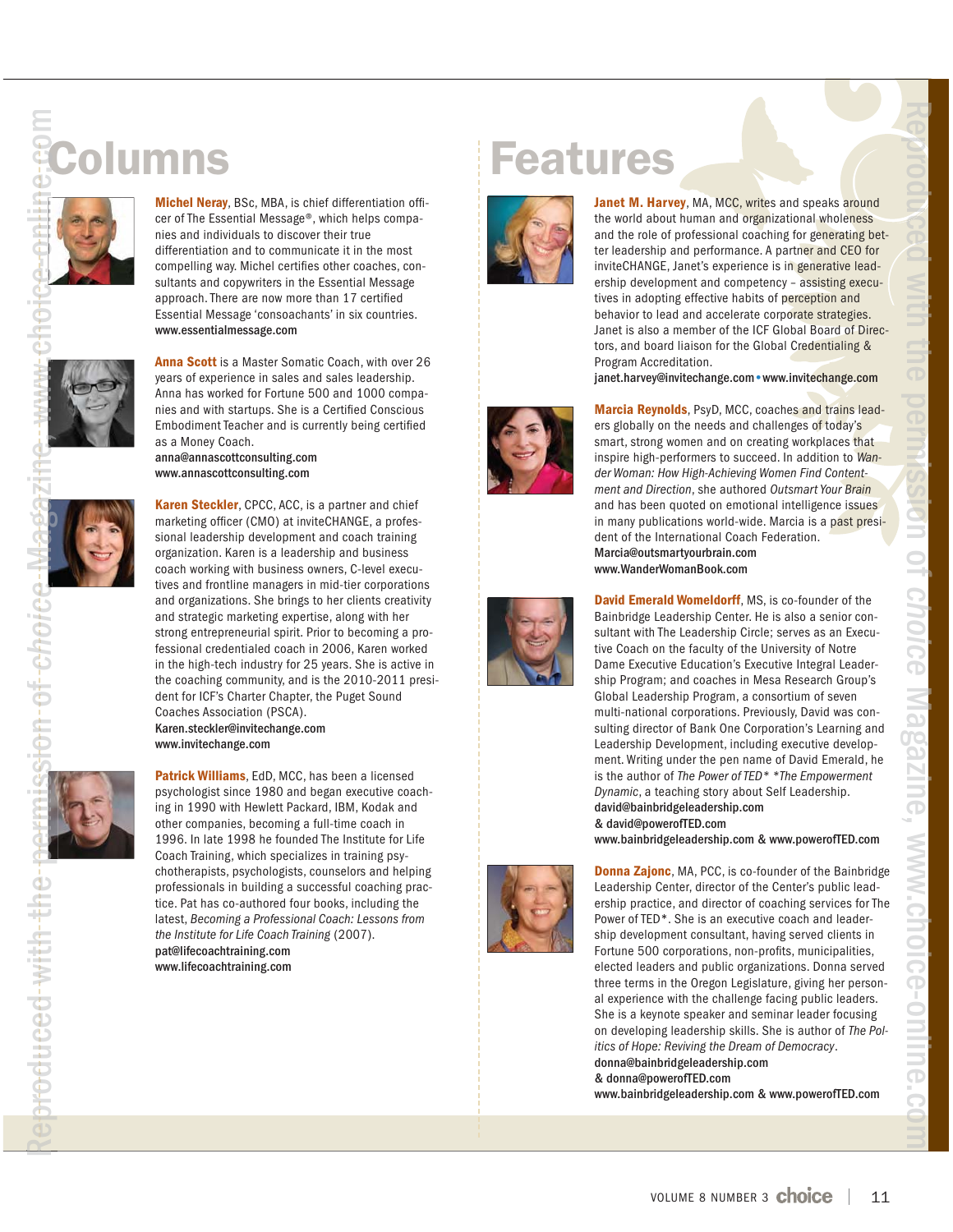# Columns

**Michel Neray**, BSc, MBA, is chief differentiation officer of The Essential Message®, which helps companies and individuals to discover their true differentiation and to communicate it in the most compelling way. Michel certifies other coaches, consultants and copywriters in the Essential Message approach. There are now more than 17 certified Essential Message 'consoachants' in six countries.
www.essentialmessage.com

**Anna Scott** is a Master Somatic Coach, with over 26 years of experience in sales and sales leadership. Anna has worked for Fortune 500 and 1000 companies and with startups. She is a Certified Conscious Embodiment Teacher and is currently being certified as a Money Coach.
anna@annascottconsulting.com
www.annascottconsulting.com

**Karen Steckler**, CPCC, ACC, is a partner and chief marketing officer (CMO) at inviteCHANGE, a professional leadership development and coach training organization. Karen is a leadership and business coach working with business owners, C-level executives and frontline managers in mid-tier corporations and organizations. She brings to her clients creativity and strategic marketing expertise, along with her strong entrepreneurial spirit. Prior to becoming a professional credentialed coach in 2006, Karen worked in the high-tech industry for 25 years. She is active in the coaching community, and is the 2010-2011 president for ICF's Charter Chapter, the Puget Sound Coaches Association (PSCA).
Karen.steckler@invitechange.com
www.invitechange.com

**Patrick Williams**, EdD, MCC, has been a licensed psychologist since 1980 and began executive coaching in 1990 with Hewlett Packard, IBM, Kodak and other companies, becoming a full-time coach in 1996. In late 1998 he founded The Institute for Life Coach Training, which specializes in training psychotherapists, psychologists, counselors and helping professionals in building a successful coaching practice. Pat has co-authored four books, including the latest, *Becoming a Professional Coach: Lessons from the Institute for Life Coach Training* (2007).
pat@lifecoachtraining.com
www.lifecoachtraining.com

# Features

**Janet M. Harvey**, MA, MCC, writes and speaks around the world about human and organizational wholeness and the role of professional coaching for generating better leadership and performance. A partner and CEO for inviteCHANGE, Janet's experience is in generative leadership development and competency – assisting executives in adopting effective habits of perception and behavior to lead and accelerate corporate strategies. Janet is also a member of the ICF Global Board of Directors, and board liaison for the Global Credentialing & Program Accreditation.
janet.harvey@invitechange.com • www.invitechange.com

**Marcia Reynolds**, PsyD, MCC, coaches and trains leaders globally on the needs and challenges of today's smart, strong women and on creating workplaces that inspire high-performers to succeed. In addition to *Wander Woman: How High-Achieving Women Find Contentment and Direction*, she authored *Outsmart Your Brain* and has been quoted on emotional intelligence issues in many publications world-wide. Marcia is a past president of the International Coach Federation.
Marcia@outsmartyourbrain.com
www.WanderWomanBook.com

**David Emerald Womeldorff**, MS, is co-founder of the Bainbridge Leadership Center. He is also a senior consultant with The Leadership Circle; serves as an Executive Coach on the faculty of the University of Notre Dame Executive Education's Executive Integral Leadership Program; and coaches in Mesa Research Group's Global Leadership Program, a consortium of seven multi-national corporations. Previously, David was consulting director of Bank One Corporation's Learning and Leadership Development, including executive development. Writing under the pen name of David Emerald, he is the author of *The Power of TED* \* *The Empowerment Dynamic*, a teaching story about Self Leadership.
david@bainbridgeleadership.com
& david@powerofTED.com
www.bainbridgeleadership.com & www.powerofTED.com

**Donna Zajonc**, MA, PCC, is co-founder of the Bainbridge Leadership Center, director of the Center's public leadership practice, and director of coaching services for The Power of TED*. She is an executive coach and leadership development consultant, having served clients in Fortune 500 corporations, non-profits, municipalities, elected leaders and public organizations. Donna served three terms in the Oregon Legislature, giving her personal experience with the challenge facing public leaders. She is a keynote speaker and seminar leader focusing on developing leadership skills. She is author of *The Politics of Hope: Reviving the Dream of Democracy*.
donna@bainbridgeleadership.com
& donna@powerofTED.com
www.bainbridgeleadership.com & www.powerofTED.com